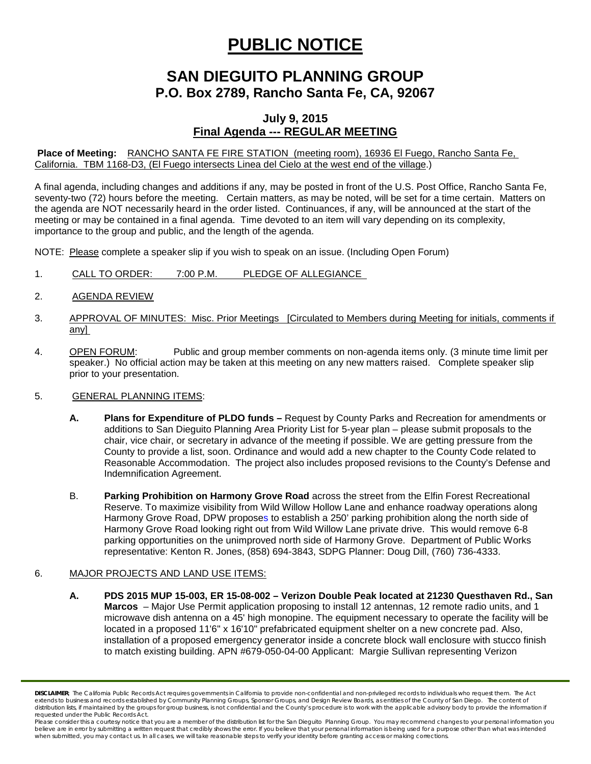# PUBLIC NOTICE

## SAN DIEGUITO PLANNING GROUP
## P.O. Box 2789, Rancho Santa Fe, CA, 92067

### July 9, 2015
### Final Agenda --- REGULAR MEETING

**Place of Meeting:** RANCHO SANTA FE FIRE STATION (meeting room), 16936 El Fuego, Rancho Santa Fe, California. TBM 1168-D3, (El Fuego intersects Linea del Cielo at the west end of the village.)

A final agenda, including changes and additions if any, may be posted in front of the U.S. Post Office, Rancho Santa Fe, seventy-two (72) hours before the meeting. Certain matters, as may be noted, will be set for a time certain. Matters on the agenda are NOT necessarily heard in the order listed. Continuances, if any, will be announced at the start of the meeting or may be contained in a final agenda. Time devoted to an item will vary depending on its complexity, importance to the group and public, and the length of the agenda.

NOTE: Please complete a speaker slip if you wish to speak on an issue. (Including Open Forum)

1. CALL TO ORDER: 7:00 P.M. PLEDGE OF ALLEGIANCE

2. AGENDA REVIEW

3. APPROVAL OF MINUTES: Misc. Prior Meetings [Circulated to Members during Meeting for initials, comments if any]

4. OPEN FORUM: Public and group member comments on non-agenda items only. (3 minute time limit per speaker.) No official action may be taken at this meeting on any new matters raised. Complete speaker slip prior to your presentation.

5. GENERAL PLANNING ITEMS:

   **A. Plans for Expenditure of PLDO funds –** Request by County Parks and Recreation for amendments or additions to San Dieguito Planning Area Priority List for 5-year plan – please submit proposals to the chair, vice chair, or secretary in advance of the meeting if possible. We are getting pressure from the County to provide a list, soon. Ordinance and would add a new chapter to the County Code related to Reasonable Accommodation. The project also includes proposed revisions to the County's Defense and Indemnification Agreement.

   B. **Parking Prohibition on Harmony Grove Road** across the street from the Elfin Forest Recreational Reserve. To maximize visibility from Wild Willow Hollow Lane and enhance roadway operations along Harmony Grove Road, DPW proposes to establish a 250' parking prohibition along the north side of Harmony Grove Road looking right out from Wild Willow Lane private drive. This would remove 6-8 parking opportunities on the unimproved north side of Harmony Grove. Department of Public Works representative: Kenton R. Jones, (858) 694-3843, SDPG Planner: Doug Dill, (760) 736-4333.

6. MAJOR PROJECTS AND LAND USE ITEMS:

   **A. PDS 2015 MUP 15-003, ER 15-08-002 – Verizon Double Peak located at 21230 Questhaven Rd., San Marcos** – Major Use Permit application proposing to install 12 antennas, 12 remote radio units, and 1 microwave dish antenna on a 45' high monopine. The equipment necessary to operate the facility will be located in a proposed 11'6" x 16'10" prefabricated equipment shelter on a new concrete pad. Also, installation of a proposed emergency generator inside a concrete block wall enclosure with stucco finish to match existing building. APN #679-050-04-00 Applicant: Margie Sullivan representing Verizon

**DISCLAIMER**; The California Public Records Act requires governments in California to provide non-confidential and non-privileged records to individuals who request them. The Act extends to business and records established by Community Planning Groups, Sponsor Groups, and Design Review Boards, as entities of the County of San Diego. The content of distribution lists, if maintained by the groups for group business, is not confidential and the County's procedure is to work with the applicable advisory body to provide the information if requested under the Public Records Act.

Please consider this a courtesy notice that you are a member of the distribution list for the San Dieguito Planning Group. You may recommend changes to your personal information you believe are in error by submitting a written request that credibly shows the error. If you believe that your personal information is being used for a purpose other than what was intended when submitted, you may contact us. In all cases, we will take reasonable steps to verify your identity before granting access or making corrections.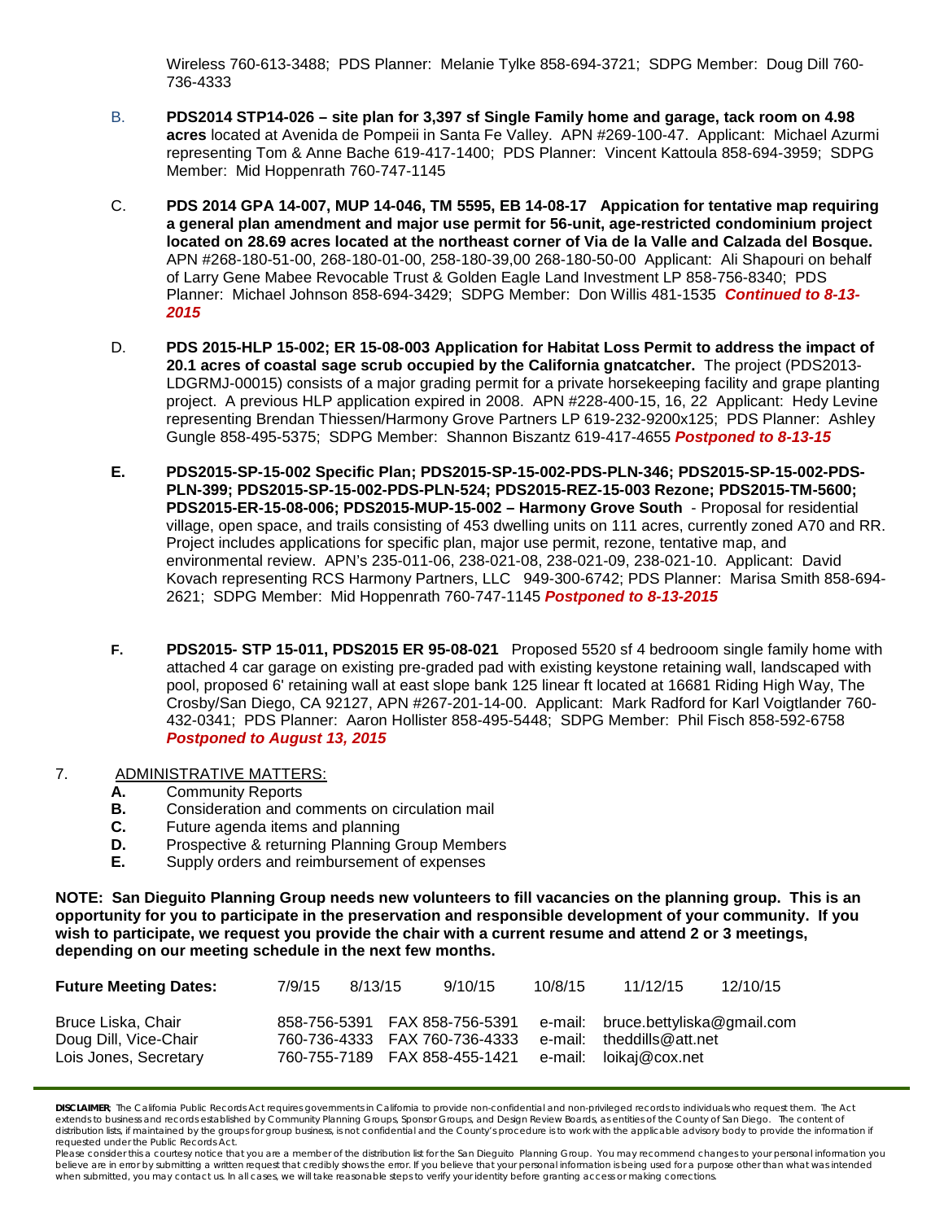Wireless 760-613-3488; PDS Planner: Melanie Tylke 858-694-3721; SDPG Member: Doug Dill 760-736-4333

B. **PDS2014 STP14-026 – site plan for 3,397 sf Single Family home and garage, tack room on 4.98 acres** located at Avenida de Pompeii in Santa Fe Valley. APN #269-100-47. Applicant: Michael Azurmi representing Tom & Anne Bache 619-417-1400; PDS Planner: Vincent Kattoula 858-694-3959; SDPG Member: Mid Hoppenrath 760-747-1145

C. **PDS 2014 GPA 14-007, MUP 14-046, TM 5595, EB 14-08-17 Appication for tentative map requiring a general plan amendment and major use permit for 56-unit, age-restricted condominium project located on 28.69 acres located at the northeast corner of Via de la Valle and Calzada del Bosque.** APN #268-180-51-00, 268-180-01-00, 258-180-39,00 268-180-50-00 Applicant: Ali Shapouri on behalf of Larry Gene Mabee Revocable Trust & Golden Eagle Land Investment LP 858-756-8340; PDS Planner: Michael Johnson 858-694-3429; SDPG Member: Don Willis 481-1535 ***Continued to 8-13-2015***

D. **PDS 2015-HLP 15-002; ER 15-08-003 Application for Habitat Loss Permit to address the impact of 20.1 acres of coastal sage scrub occupied by the California gnatcatcher.** The project (PDS2013-LDGRMJ-00015) consists of a major grading permit for a private horsekeeping facility and grape planting project. A previous HLP application expired in 2008. APN #228-400-15, 16, 22 Applicant: Hedy Levine representing Brendan Thiessen/Harmony Grove Partners LP 619-232-9200x125; PDS Planner: Ashley Gungle 858-495-5375; SDPG Member: Shannon Biszantz 619-417-4655 ***Postponed to 8-13-15***

**E. PDS2015-SP-15-002 Specific Plan; PDS2015-SP-15-002-PDS-PLN-346; PDS2015-SP-15-002-PDS-PLN-399; PDS2015-SP-15-002-PDS-PLN-524; PDS2015-REZ-15-003 Rezone; PDS2015-TM-5600; PDS2015-ER-15-08-006; PDS2015-MUP-15-002 – Harmony Grove South** - Proposal for residential village, open space, and trails consisting of 453 dwelling units on 111 acres, currently zoned A70 and RR. Project includes applications for specific plan, major use permit, rezone, tentative map, and environmental review. APN's 235-011-06, 238-021-08, 238-021-09, 238-021-10. Applicant: David Kovach representing RCS Harmony Partners, LLC 949-300-6742; PDS Planner: Marisa Smith 858-694-2621; SDPG Member: Mid Hoppenrath 760-747-1145 ***Postponed to 8-13-2015***

**F. PDS2015- STP 15-011, PDS2015 ER 95-08-021** Proposed 5520 sf 4 bedrooom single family home with attached 4 car garage on existing pre-graded pad with existing keystone retaining wall, landscaped with pool, proposed 6' retaining wall at east slope bank 125 linear ft located at 16681 Riding High Way, The Crosby/San Diego, CA 92127, APN #267-201-14-00. Applicant: Mark Radford for Karl Voigtlander 760-432-0341; PDS Planner: Aaron Hollister 858-495-5448; SDPG Member: Phil Fisch 858-592-6758 ***Postponed to August 13, 2015***

7. ADMINISTRATIVE MATTERS:
   - **A.** Community Reports
   - **B.** Consideration and comments on circulation mail
   - **C.** Future agenda items and planning
   - **D.** Prospective & returning Planning Group Members
   - **E.** Supply orders and reimbursement of expenses

**NOTE: San Dieguito Planning Group needs new volunteers to fill vacancies on the planning group. This is an opportunity for you to participate in the preservation and responsible development of your community. If you wish to participate, we request you provide the chair with a current resume and attend 2 or 3 meetings, depending on our meeting schedule in the next few months.**

| **Future Meeting Dates:** | 7/9/15 | 8/13/15 | 9/10/15 | 10/8/15 | 11/12/15 | 12/10/15 |
|---|---|---|---|---|---|---|

| | | | |
|---|---|---|---|
| Bruce Liska, Chair | 858-756-5391 | FAX 858-756-5391 | e-mail: bruce.bettyliska@gmail.com |
| Doug Dill, Vice-Chair | 760-736-4333 | FAX 760-736-4333 | e-mail: theddills@att.net |
| Lois Jones, Secretary | 760-755-7189 | FAX 858-455-1421 | e-mail: loikaj@cox.net |

**DISCLAIMER**; The California Public Records Act requires governments in California to provide non-confidential and non-privileged records to individuals who request them. The Act extends to business and records established by Community Planning Groups, Sponsor Groups, and Design Review Boards, as entities of the County of San Diego. The content of distribution lists, if maintained by the groups for group business, is not confidential and the County's procedure is to work with the applicable advisory body to provide the information if requested under the Public Records Act.

Please consider this a courtesy notice that you are a member of the distribution list for the San Dieguito Planning Group. You may recommend changes to your personal information you believe are in error by submitting a written request that credibly shows the error. If you believe that your personal information is being used for a purpose other than what was intended when submitted, you may contact us. In all cases, we will take reasonable steps to verify your identity before granting access or making corrections.